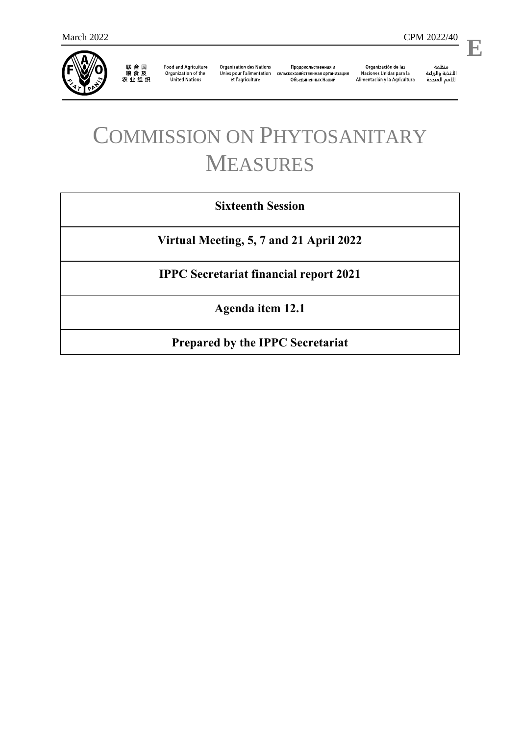March 2022 CPM 2022/40

**E**

联合国粮食及农业组织 | Food and Agriculture Organization of the United Nations | Organisation des Nations Unies pour l'alimentation et l'agriculture | Продовольственная и сельскохозяйственная организация Объединенных Наций | Organización de las Naciones Unidas para la Alimentación y la Agricultura | منظمة الأغذية والزراعة للأمم المتحدة

# COMMISSION ON PHYTOSANITARY MEASURES

| **Sixteenth Session** |
|---|
| **Virtual Meeting, 5, 7 and 21 April 2022** |
| **IPPC Secretariat financial report 2021** |
| **Agenda item 12.1** |
| **Prepared by the IPPC Secretariat** |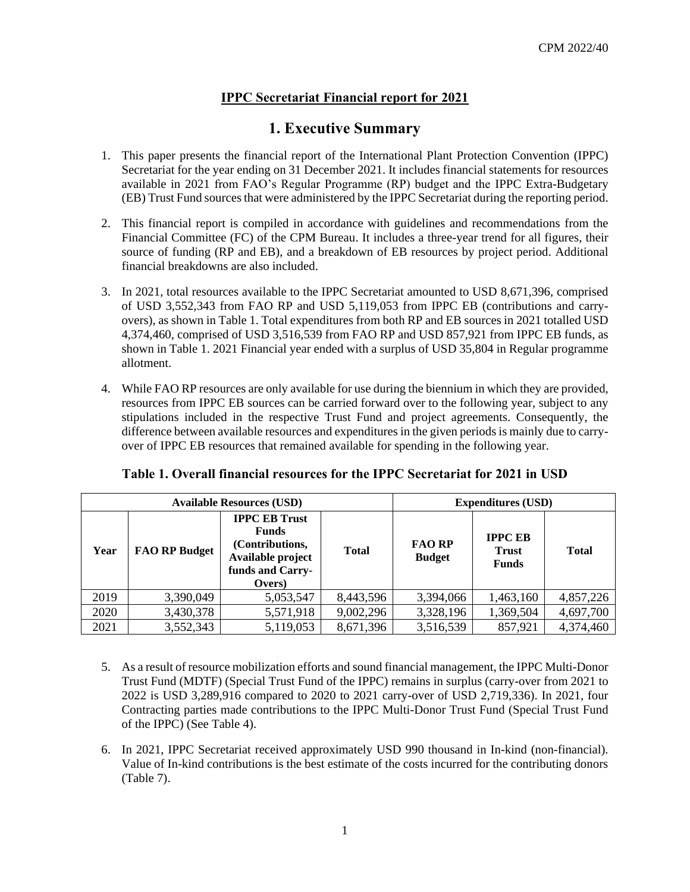## IPPC Secretariat Financial report for 2021

# 1. Executive Summary

1. This paper presents the financial report of the International Plant Protection Convention (IPPC) Secretariat for the year ending on 31 December 2021. It includes financial statements for resources available in 2021 from FAO's Regular Programme (RP) budget and the IPPC Extra-Budgetary (EB) Trust Fund sources that were administered by the IPPC Secretariat during the reporting period.

2. This financial report is compiled in accordance with guidelines and recommendations from the Financial Committee (FC) of the CPM Bureau. It includes a three-year trend for all figures, their source of funding (RP and EB), and a breakdown of EB resources by project period. Additional financial breakdowns are also included.

3. In 2021, total resources available to the IPPC Secretariat amounted to USD 8,671,396, comprised of USD 3,552,343 from FAO RP and USD 5,119,053 from IPPC EB (contributions and carry-overs), as shown in Table 1. Total expenditures from both RP and EB sources in 2021 totalled USD 4,374,460, comprised of USD 3,516,539 from FAO RP and USD 857,921 from IPPC EB funds, as shown in Table 1. 2021 Financial year ended with a surplus of USD 35,804 in Regular programme allotment.

4. While FAO RP resources are only available for use during the biennium in which they are provided, resources from IPPC EB sources can be carried forward over to the following year, subject to any stipulations included in the respective Trust Fund and project agreements. Consequently, the difference between available resources and expenditures in the given periods is mainly due to carry-over of IPPC EB resources that remained available for spending in the following year.

**Table 1. Overall financial resources for the IPPC Secretariat for 2021 in USD**

| Available Resources (USD) | | | | Expenditures (USD) | | |
|---|---|---|---|---|---|---|
| **Year** | **FAO RP Budget** | **IPPC EB Trust Funds (Contributions, Available project funds and Carry-Overs)** | **Total** | **FAO RP Budget** | **IPPC EB Trust Funds** | **Total** |
| 2019 | 3,390,049 | 5,053,547 | 8,443,596 | 3,394,066 | 1,463,160 | 4,857,226 |
| 2020 | 3,430,378 | 5,571,918 | 9,002,296 | 3,328,196 | 1,369,504 | 4,697,700 |
| 2021 | 3,552,343 | 5,119,053 | 8,671,396 | 3,516,539 | 857,921 | 4,374,460 |

5. As a result of resource mobilization efforts and sound financial management, the IPPC Multi-Donor Trust Fund (MDTF) (Special Trust Fund of the IPPC) remains in surplus (carry-over from 2021 to 2022 is USD 3,289,916 compared to 2020 to 2021 carry-over of USD 2,719,336). In 2021, four Contracting parties made contributions to the IPPC Multi-Donor Trust Fund (Special Trust Fund of the IPPC) (See Table 4).

6. In 2021, IPPC Secretariat received approximately USD 990 thousand in In-kind (non-financial). Value of In-kind contributions is the best estimate of the costs incurred for the contributing donors (Table 7).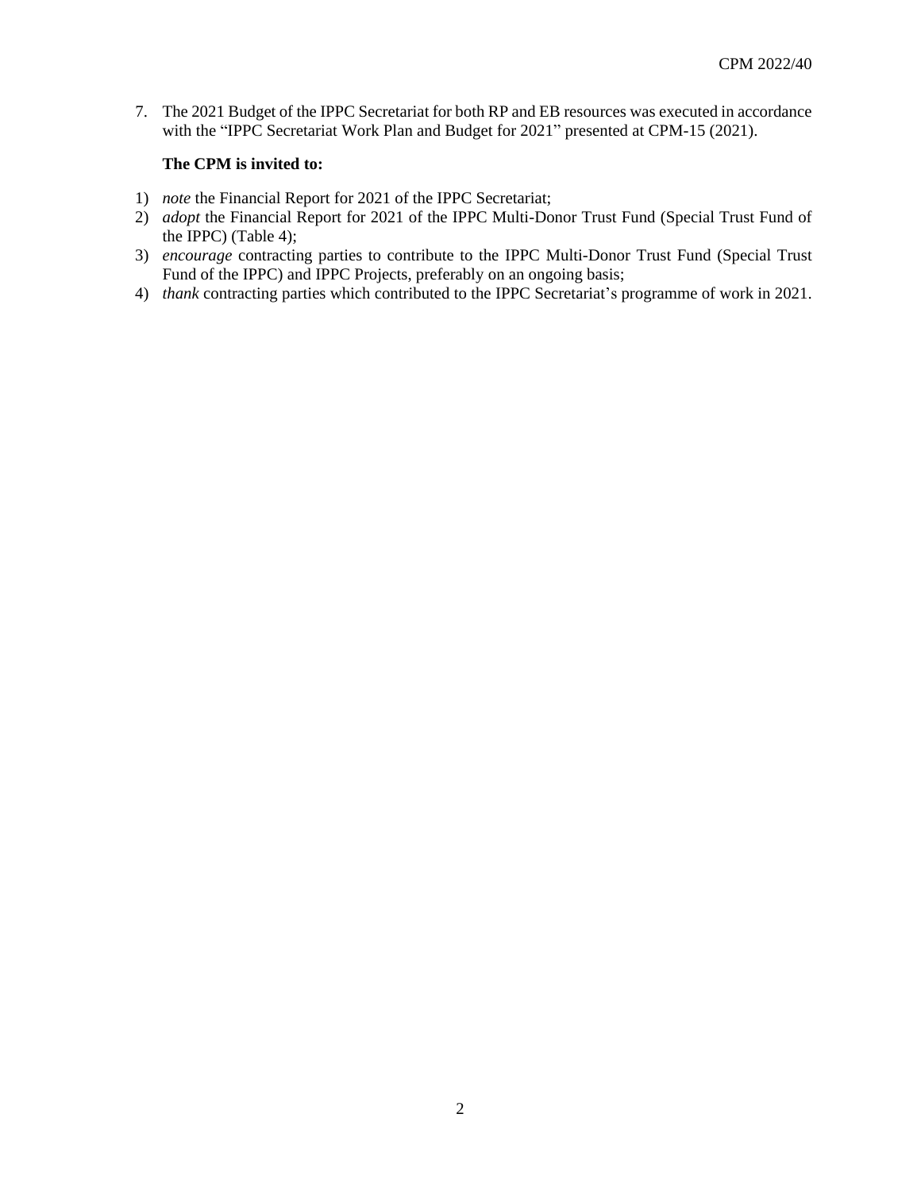7. The 2021 Budget of the IPPC Secretariat for both RP and EB resources was executed in accordance with the "IPPC Secretariat Work Plan and Budget for 2021" presented at CPM-15 (2021).

**The CPM is invited to:**

1) *note* the Financial Report for 2021 of the IPPC Secretariat;
2) *adopt* the Financial Report for 2021 of the IPPC Multi-Donor Trust Fund (Special Trust Fund of the IPPC) (Table 4);
3) *encourage* contracting parties to contribute to the IPPC Multi-Donor Trust Fund (Special Trust Fund of the IPPC) and IPPC Projects, preferably on an ongoing basis;
4) *thank* contracting parties which contributed to the IPPC Secretariat's programme of work in 2021.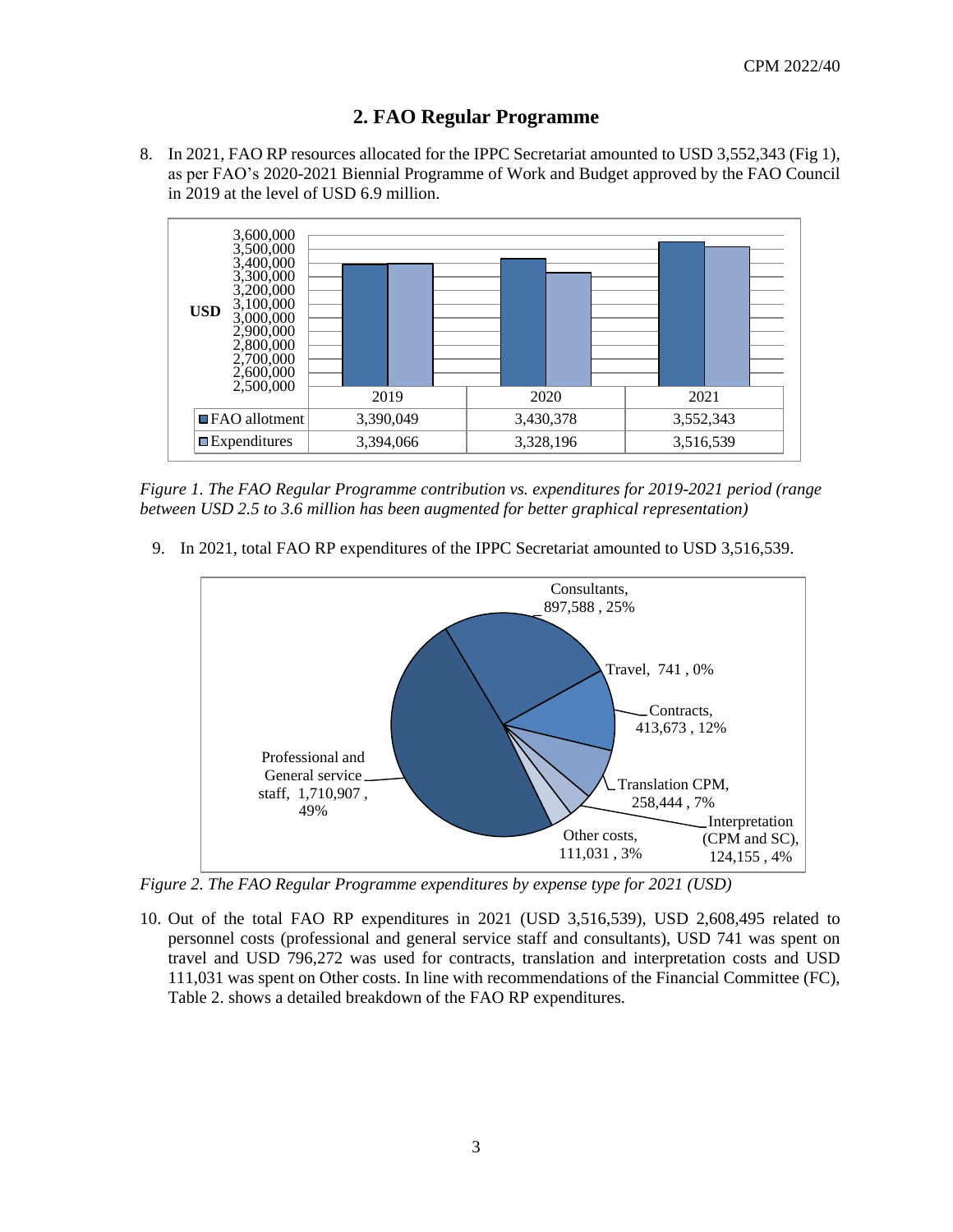## 2. FAO Regular Programme

8. In 2021, FAO RP resources allocated for the IPPC Secretariat amounted to USD 3,552,343 (Fig 1), as per FAO's 2020-2021 Biennial Programme of Work and Budget approved by the FAO Council in 2019 at the level of USD 6.9 million.

| | 2019 | 2020 | 2021 |
|---|---|---|---|
| FAO allotment | 3,390,049 | 3,430,378 | 3,552,343 |
| Expenditures | 3,394,066 | 3,328,196 | 3,516,539 |

*Figure 1. The FAO Regular Programme contribution vs. expenditures for 2019-2021 period (range between USD 2.5 to 3.6 million has been augmented for better graphical representation)*

9. In 2021, total FAO RP expenditures of the IPPC Secretariat amounted to USD 3,516,539.

| Expense type | USD | % |
|---|---|---|
| Professional and General service staff | 1,710,907 | 49% |
| Consultants | 897,588 | 25% |
| Travel | 741 | 0% |
| Contracts | 413,673 | 12% |
| Translation CPM | 258,444 | 7% |
| Interpretation (CPM and SC) | 124,155 | 4% |
| Other costs | 111,031 | 3% |

*Figure 2. The FAO Regular Programme expenditures by expense type for 2021 (USD)*

10. Out of the total FAO RP expenditures in 2021 (USD 3,516,539), USD 2,608,495 related to personnel costs (professional and general service staff and consultants), USD 741 was spent on travel and USD 796,272 was used for contracts, translation and interpretation costs and USD 111,031 was spent on Other costs. In line with recommendations of the Financial Committee (FC), Table 2. shows a detailed breakdown of the FAO RP expenditures.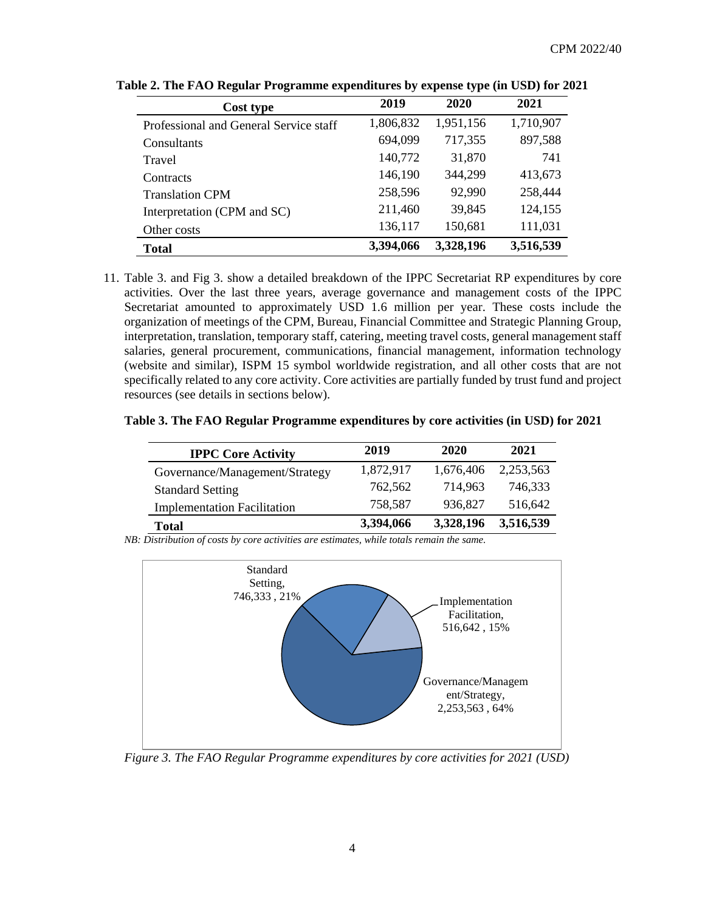**Table 2. The FAO Regular Programme expenditures by expense type (in USD) for 2021**

| Cost type | 2019 | 2020 | 2021 |
|---|---|---|---|
| Professional and General Service staff | 1,806,832 | 1,951,156 | 1,710,907 |
| Consultants | 694,099 | 717,355 | 897,588 |
| Travel | 140,772 | 31,870 | 741 |
| Contracts | 146,190 | 344,299 | 413,673 |
| Translation CPM | 258,596 | 92,990 | 258,444 |
| Interpretation (CPM and SC) | 211,460 | 39,845 | 124,155 |
| Other costs | 136,117 | 150,681 | 111,031 |
| **Total** | **3,394,066** | **3,328,196** | **3,516,539** |

11. Table 3. and Fig 3. show a detailed breakdown of the IPPC Secretariat RP expenditures by core activities. Over the last three years, average governance and management costs of the IPPC Secretariat amounted to approximately USD 1.6 million per year. These costs include the organization of meetings of the CPM, Bureau, Financial Committee and Strategic Planning Group, interpretation, translation, temporary staff, catering, meeting travel costs, general management staff salaries, general procurement, communications, financial management, information technology (website and similar), ISPM 15 symbol worldwide registration, and all other costs that are not specifically related to any core activity. Core activities are partially funded by trust fund and project resources (see details in sections below).

**Table 3. The FAO Regular Programme expenditures by core activities (in USD) for 2021**

| IPPC Core Activity | 2019 | 2020 | 2021 |
|---|---|---|---|
| Governance/Management/Strategy | 1,872,917 | 1,676,406 | 2,253,563 |
| Standard Setting | 762,562 | 714,963 | 746,333 |
| Implementation Facilitation | 758,587 | 936,827 | 516,642 |
| **Total** | **3,394,066** | **3,328,196** | **3,516,539** |

*NB: Distribution of costs by core activities are estimates, while totals remain the same.*

Standard Setting, 746,333 , 21%

Implementation Facilitation, 516,642 , 15%

Governance/Management/Strategy, 2,253,563 , 64%

*Figure 3. The FAO Regular Programme expenditures by core activities for 2021 (USD)*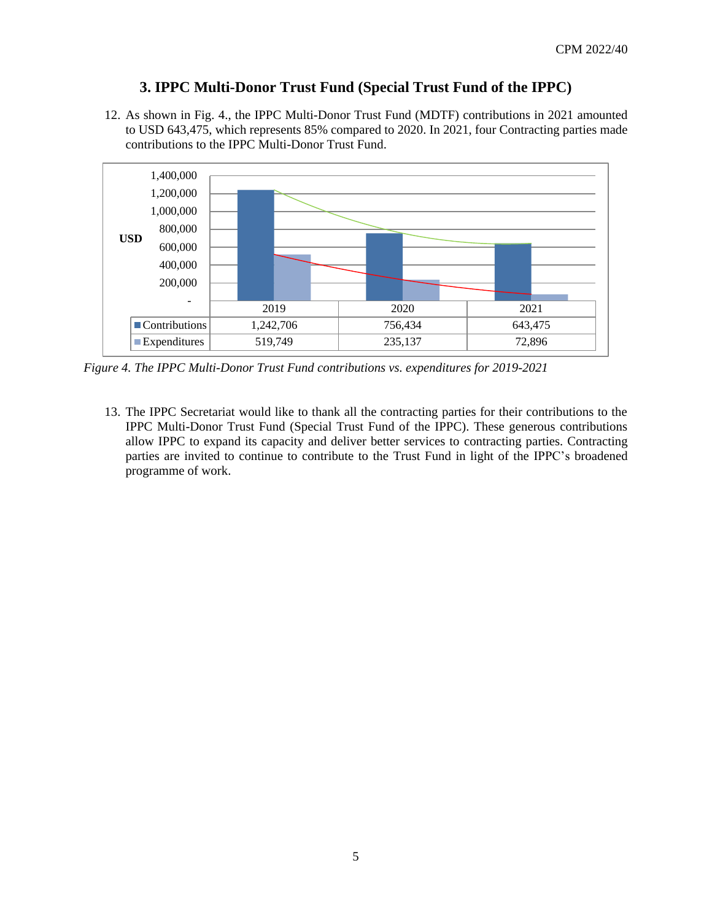## 3. IPPC Multi-Donor Trust Fund (Special Trust Fund of the IPPC)

12. As shown in Fig. 4., the IPPC Multi-Donor Trust Fund (MDTF) contributions in 2021 amounted to USD 643,475, which represents 85% compared to 2020. In 2021, four Contracting parties made contributions to the IPPC Multi-Donor Trust Fund.

| | 2019 | 2020 | 2021 |
|---|---|---|---|
| Contributions | 1,242,706 | 756,434 | 643,475 |
| Expenditures | 519,749 | 235,137 | 72,896 |

*Figure 4. The IPPC Multi-Donor Trust Fund contributions vs. expenditures for 2019-2021*

13. The IPPC Secretariat would like to thank all the contracting parties for their contributions to the IPPC Multi-Donor Trust Fund (Special Trust Fund of the IPPC). These generous contributions allow IPPC to expand its capacity and deliver better services to contracting parties. Contracting parties are invited to continue to contribute to the Trust Fund in light of the IPPC's broadened programme of work.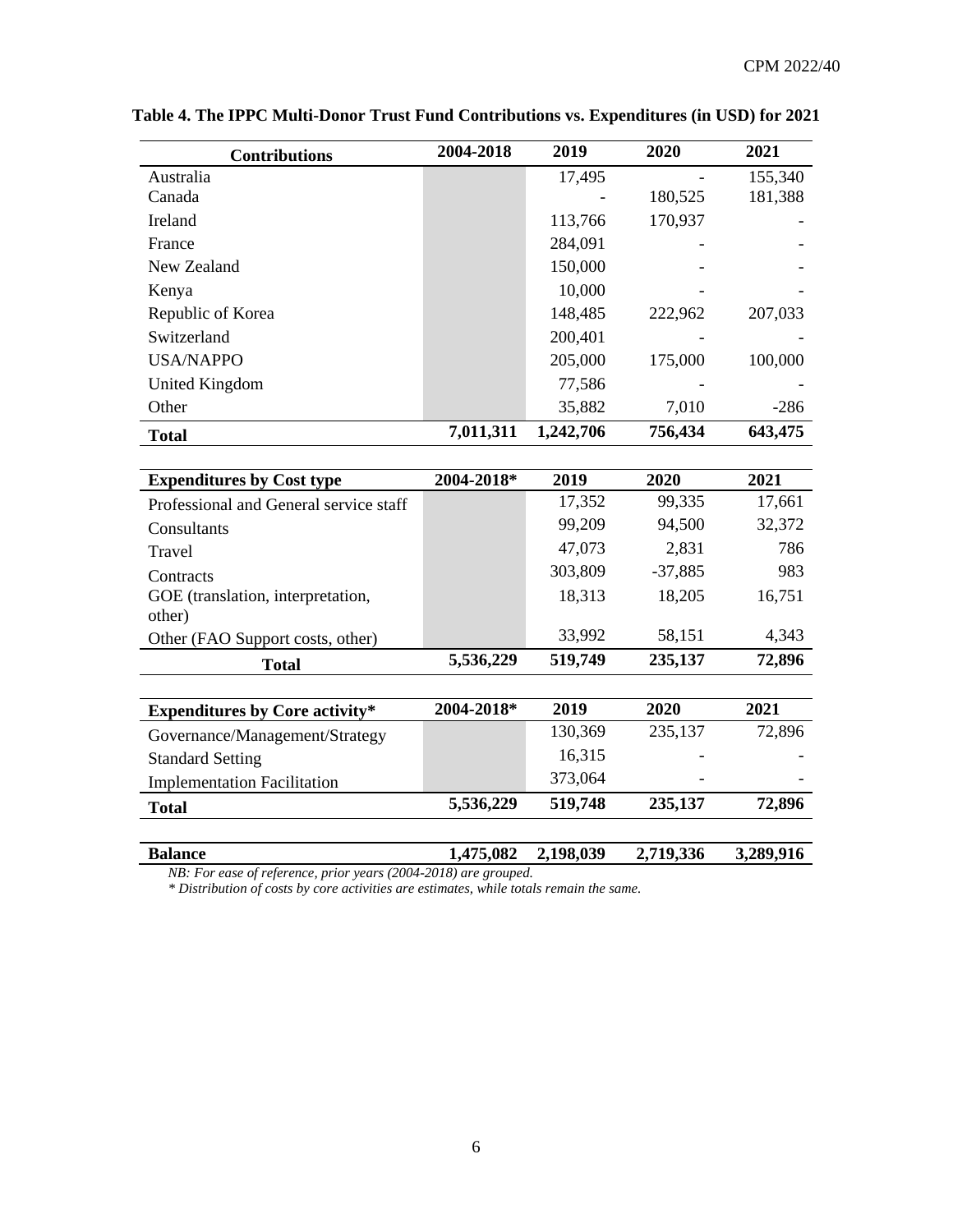**Table 4. The IPPC Multi-Donor Trust Fund Contributions vs. Expenditures (in USD) for 2021**

| Contributions | 2004-2018 | 2019 | 2020 | 2021 |
|---|---|---|---|---|
| Australia | | 17,495 | - | 155,340 |
| Canada | | - | 180,525 | 181,388 |
| Ireland | | 113,766 | 170,937 | - |
| France | | 284,091 | - | - |
| New Zealand | | 150,000 | - | - |
| Kenya | | 10,000 | - | - |
| Republic of Korea | | 148,485 | 222,962 | 207,033 |
| Switzerland | | 200,401 | - | - |
| USA/NAPPO | | 205,000 | 175,000 | 100,000 |
| United Kingdom | | 77,586 | - | - |
| Other | | 35,882 | 7,010 | -286 |
| **Total** | **7,011,311** | **1,242,706** | **756,434** | **643,475** |

| Expenditures by Cost type | 2004-2018* | 2019 | 2020 | 2021 |
|---|---|---|---|---|
| Professional and General service staff | | 17,352 | 99,335 | 17,661 |
| Consultants | | 99,209 | 94,500 | 32,372 |
| Travel | | 47,073 | 2,831 | 786 |
| Contracts | | 303,809 | -37,885 | 983 |
| GOE (translation, interpretation, other) | | 18,313 | 18,205 | 16,751 |
| Other (FAO Support costs, other) | | 33,992 | 58,151 | 4,343 |
| **Total** | **5,536,229** | **519,749** | **235,137** | **72,896** |

| Expenditures by Core activity* | 2004-2018* | 2019 | 2020 | 2021 |
|---|---|---|---|---|
| Governance/Management/Strategy | | 130,369 | 235,137 | 72,896 |
| Standard Setting | | 16,315 | - | - |
| Implementation Facilitation | | 373,064 | - | - |
| **Total** | **5,536,229** | **519,748** | **235,137** | **72,896** |

| Balance | 2004-2018 | 2019 | 2020 | 2021 |
|---|---|---|---|---|
| **Balance** | **1,475,082** | **2,198,039** | **2,719,336** | **3,289,916** |

*NB: For ease of reference, prior years (2004-2018) are grouped.*

*\* Distribution of costs by core activities are estimates, while totals remain the same.*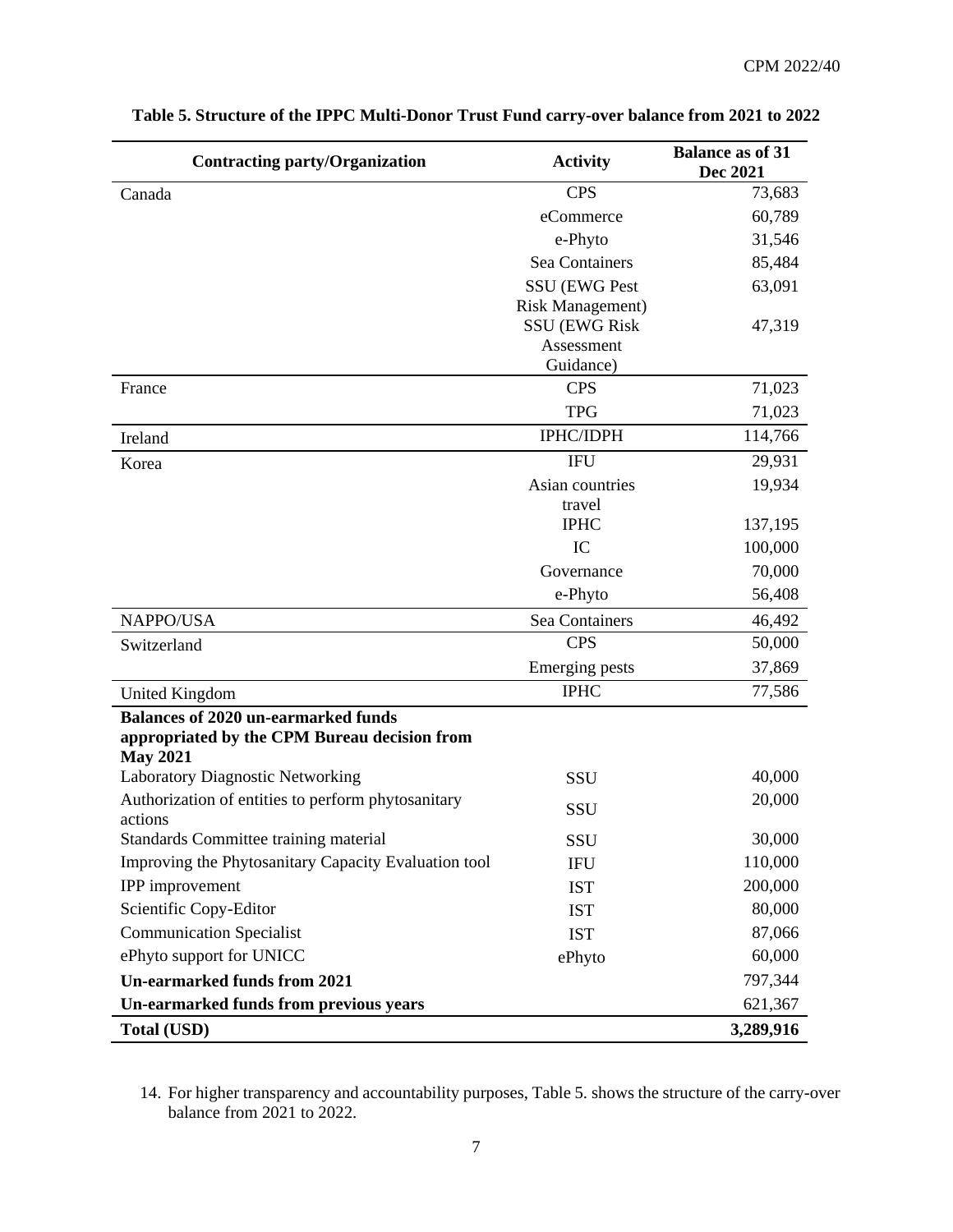**Table 5. Structure of the IPPC Multi-Donor Trust Fund carry-over balance from 2021 to 2022**

| Contracting party/Organization | Activity | Balance as of 31 Dec 2021 |
| --- | --- | --- |
| Canada | CPS | 73,683 |
| | eCommerce | 60,789 |
| | e-Phyto | 31,546 |
| | Sea Containers | 85,484 |
| | SSU (EWG Pest Risk Management) | 63,091 |
| | SSU (EWG Risk Assessment Guidance) | 47,319 |
| France | CPS | 71,023 |
| | TPG | 71,023 |
| Ireland | IPHC/IDPH | 114,766 |
| Korea | IFU | 29,931 |
| | Asian countries travel | 19,934 |
| | IPHC | 137,195 |
| | IC | 100,000 |
| | Governance | 70,000 |
| | e-Phyto | 56,408 |
| NAPPO/USA | Sea Containers | 46,492 |
| Switzerland | CPS | 50,000 |
| | Emerging pests | 37,869 |
| United Kingdom | IPHC | 77,586 |
| **Balances of 2020 un-earmarked funds appropriated by the CPM Bureau decision from May 2021** | | |
| Laboratory Diagnostic Networking | SSU | 40,000 |
| Authorization of entities to perform phytosanitary actions | SSU | 20,000 |
| Standards Committee training material | SSU | 30,000 |
| Improving the Phytosanitary Capacity Evaluation tool | IFU | 110,000 |
| IPP improvement | IST | 200,000 |
| Scientific Copy-Editor | IST | 80,000 |
| Communication Specialist | IST | 87,066 |
| ePhyto support for UNICC | ePhyto | 60,000 |
| **Un-earmarked funds from 2021** | | 797,344 |
| **Un-earmarked funds from previous years** | | 621,367 |
| **Total (USD)** | | **3,289,916** |

14. For higher transparency and accountability purposes, Table 5. shows the structure of the carry-over balance from 2021 to 2022.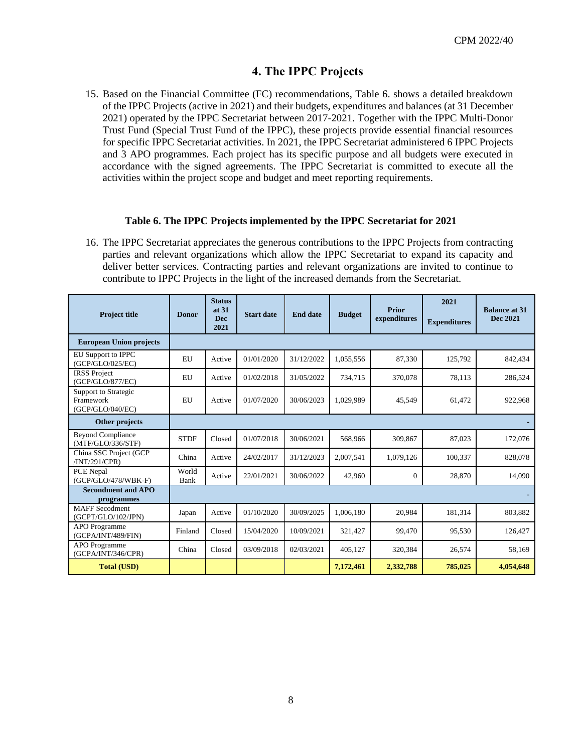## 4. The IPPC Projects

15. Based on the Financial Committee (FC) recommendations, Table 6. shows a detailed breakdown of the IPPC Projects (active in 2021) and their budgets, expenditures and balances (at 31 December 2021) operated by the IPPC Secretariat between 2017-2021. Together with the IPPC Multi-Donor Trust Fund (Special Trust Fund of the IPPC), these projects provide essential financial resources for specific IPPC Secretariat activities. In 2021, the IPPC Secretariat administered 6 IPPC Projects and 3 APO programmes. Each project has its specific purpose and all budgets were executed in accordance with the signed agreements. The IPPC Secretariat is committed to execute all the activities within the project scope and budget and meet reporting requirements.

**Table 6. The IPPC Projects implemented by the IPPC Secretariat for 2021**

16. The IPPC Secretariat appreciates the generous contributions to the IPPC Projects from contracting parties and relevant organizations which allow the IPPC Secretariat to expand its capacity and deliver better services. Contracting parties and relevant organizations are invited to continue to contribute to IPPC Projects in the light of the increased demands from the Secretariat.

| Project title | Donor | Status at 31 Dec 2021 | Start date | End date | Budget | Prior expenditures | 2021 Expenditures | Balance at 31 Dec 2021 |
|---|---|---|---|---|---|---|---|---|
| **European Union projects** | | | | | | | | |
| EU Support to IPPC (GCP/GLO/025/EC) | EU | Active | 01/01/2020 | 31/12/2022 | 1,055,556 | 87,330 | 125,792 | 842,434 |
| IRSS Project (GCP/GLO/877/EC) | EU | Active | 01/02/2018 | 31/05/2022 | 734,715 | 370,078 | 78,113 | 286,524 |
| Support to Strategic Framework (GCP/GLO/040/EC) | EU | Active | 01/07/2020 | 30/06/2023 | 1,029,989 | 45,549 | 61,472 | 922,968 |
| **Other projects** | | | | | | | | - |
| Beyond Compliance (MTF/GLO/336/STF) | STDF | Closed | 01/07/2018 | 30/06/2021 | 568,966 | 309,867 | 87,023 | 172,076 |
| China SSC Project (GCP /INT/291/CPR) | China | Active | 24/02/2017 | 31/12/2023 | 2,007,541 | 1,079,126 | 100,337 | 828,078 |
| PCE Nepal (GCP/GLO/478/WBK-F) | World Bank | Active | 22/01/2021 | 30/06/2022 | 42,960 | 0 | 28,870 | 14,090 |
| **Secondment and APO programmes** | | | | | | | | - |
| MAFF Secodment (GCPT/GLO/102/JPN) | Japan | Active | 01/10/2020 | 30/09/2025 | 1,006,180 | 20,984 | 181,314 | 803,882 |
| APO Programme (GCPA/INT/489/FIN) | Finland | Closed | 15/04/2020 | 10/09/2021 | 321,427 | 99,470 | 95,530 | 126,427 |
| APO Programme (GCPA/INT/346/CPR) | China | Closed | 03/09/2018 | 02/03/2021 | 405,127 | 320,384 | 26,574 | 58,169 |
| **Total (USD)** | | | | | **7,172,461** | **2,332,788** | **785,025** | **4,054,648** |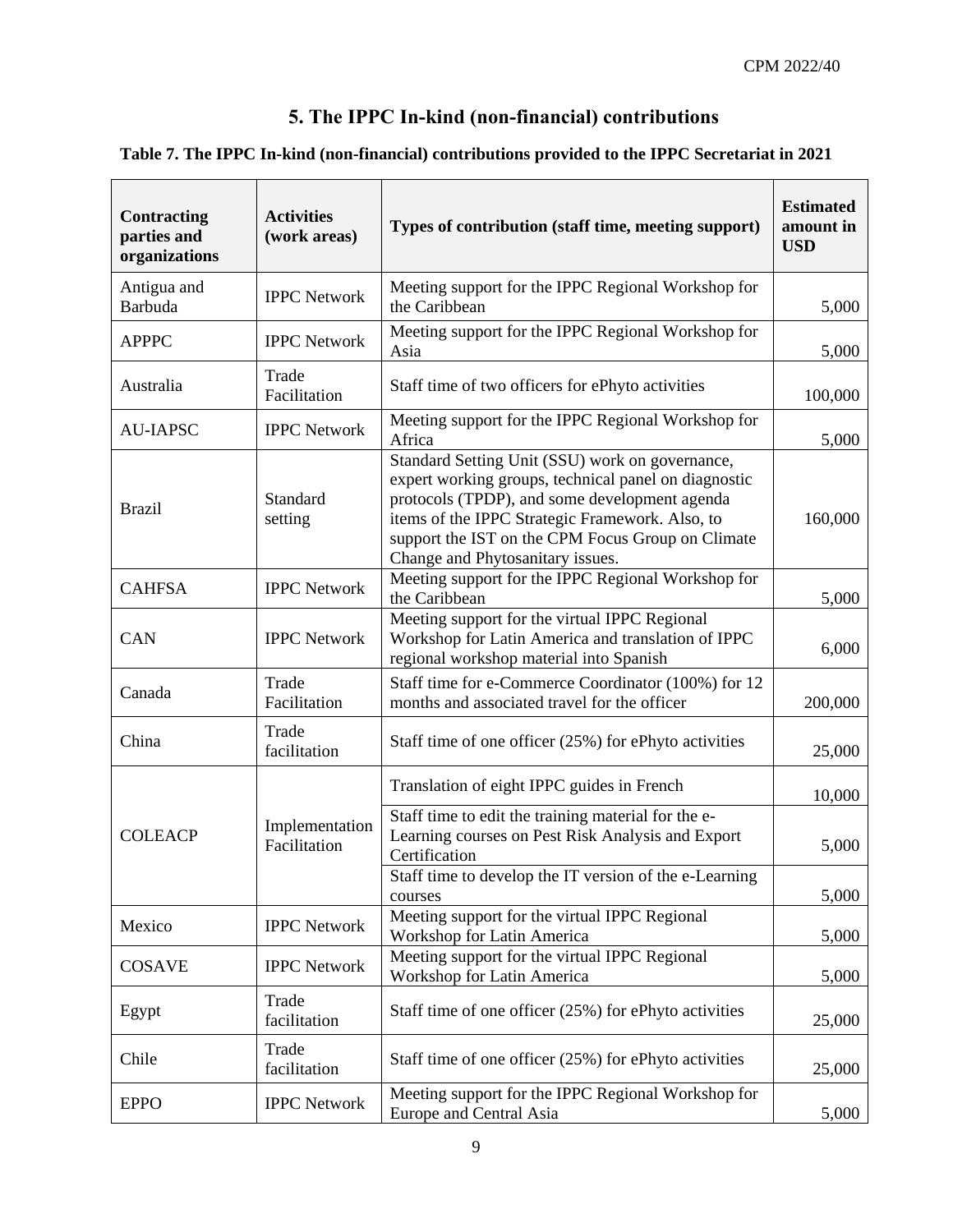# 5. The IPPC In-kind (non-financial) contributions

**Table 7. The IPPC In-kind (non-financial) contributions provided to the IPPC Secretariat in 2021**

| Contracting parties and organizations | Activities (work areas) | Types of contribution (staff time, meeting support) | Estimated amount in USD |
|---|---|---|---|
| Antigua and Barbuda | IPPC Network | Meeting support for the IPPC Regional Workshop for the Caribbean | 5,000 |
| APPPC | IPPC Network | Meeting support for the IPPC Regional Workshop for Asia | 5,000 |
| Australia | Trade Facilitation | Staff time of two officers for ePhyto activities | 100,000 |
| AU-IAPSC | IPPC Network | Meeting support for the IPPC Regional Workshop for Africa | 5,000 |
| Brazil | Standard setting | Standard Setting Unit (SSU) work on governance, expert working groups, technical panel on diagnostic protocols (TPDP), and some development agenda items of the IPPC Strategic Framework. Also, to support the IST on the CPM Focus Group on Climate Change and Phytosanitary issues. | 160,000 |
| CAHFSA | IPPC Network | Meeting support for the IPPC Regional Workshop for the Caribbean | 5,000 |
| CAN | IPPC Network | Meeting support for the virtual IPPC Regional Workshop for Latin America and translation of IPPC regional workshop material into Spanish | 6,000 |
| Canada | Trade Facilitation | Staff time for e-Commerce Coordinator (100%) for 12 months and associated travel for the officer | 200,000 |
| China | Trade facilitation | Staff time of one officer (25%) for ePhyto activities | 25,000 |
| COLEACP | Implementation Facilitation | Translation of eight IPPC guides in French | 10,000 |
| | | Staff time to edit the training material for the e-Learning courses on Pest Risk Analysis and Export Certification | 5,000 |
| | | Staff time to develop the IT version of the e-Learning courses | 5,000 |
| Mexico | IPPC Network | Meeting support for the virtual IPPC Regional Workshop for Latin America | 5,000 |
| COSAVE | IPPC Network | Meeting support for the virtual IPPC Regional Workshop for Latin America | 5,000 |
| Egypt | Trade facilitation | Staff time of one officer (25%) for ePhyto activities | 25,000 |
| Chile | Trade facilitation | Staff time of one officer (25%) for ePhyto activities | 25,000 |
| EPPO | IPPC Network | Meeting support for the IPPC Regional Workshop for Europe and Central Asia | 5,000 |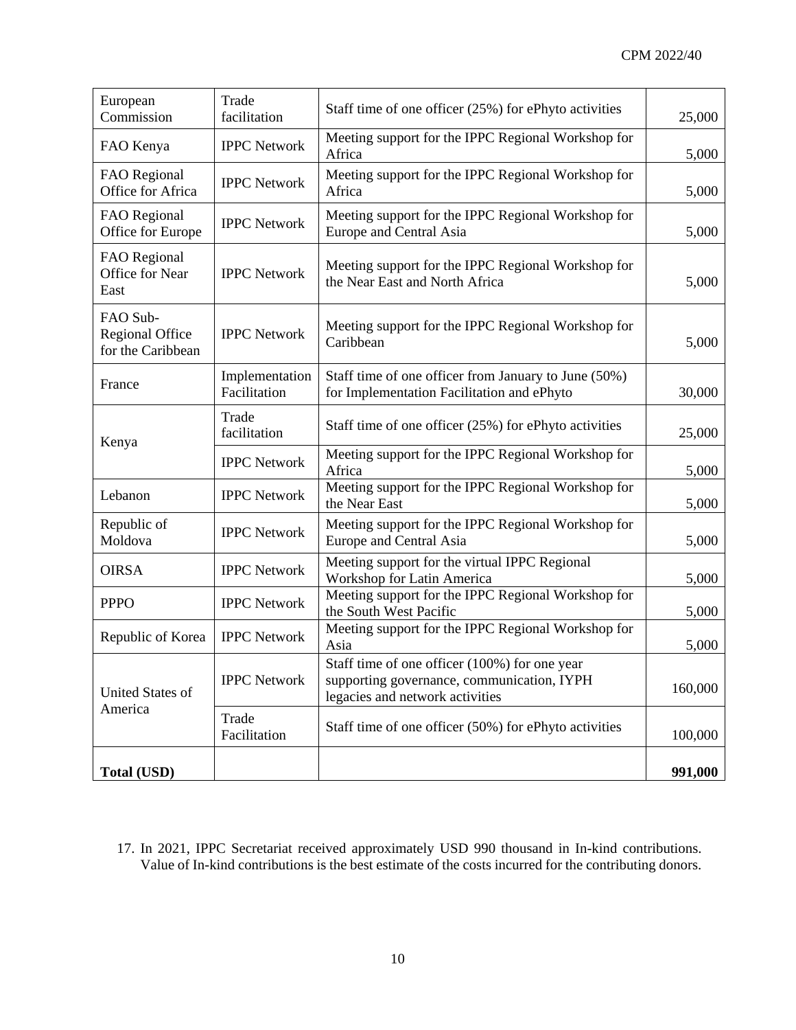| | | | |
|---|---|---|---|
| European Commission | Trade facilitation | Staff time of one officer (25%) for ePhyto activities | 25,000 |
| FAO Kenya | IPPC Network | Meeting support for the IPPC Regional Workshop for Africa | 5,000 |
| FAO Regional Office for Africa | IPPC Network | Meeting support for the IPPC Regional Workshop for Africa | 5,000 |
| FAO Regional Office for Europe | IPPC Network | Meeting support for the IPPC Regional Workshop for Europe and Central Asia | 5,000 |
| FAO Regional Office for Near East | IPPC Network | Meeting support for the IPPC Regional Workshop for the Near East and North Africa | 5,000 |
| FAO Sub-Regional Office for the Caribbean | IPPC Network | Meeting support for the IPPC Regional Workshop for Caribbean | 5,000 |
| France | Implementation Facilitation | Staff time of one officer from January to June (50%) for Implementation Facilitation and ePhyto | 30,000 |
| Kenya | Trade facilitation | Staff time of one officer (25%) for ePhyto activities | 25,000 |
| | IPPC Network | Meeting support for the IPPC Regional Workshop for Africa | 5,000 |
| Lebanon | IPPC Network | Meeting support for the IPPC Regional Workshop for the Near East | 5,000 |
| Republic of Moldova | IPPC Network | Meeting support for the IPPC Regional Workshop for Europe and Central Asia | 5,000 |
| OIRSA | IPPC Network | Meeting support for the virtual IPPC Regional Workshop for Latin America | 5,000 |
| PPPO | IPPC Network | Meeting support for the IPPC Regional Workshop for the South West Pacific | 5,000 |
| Republic of Korea | IPPC Network | Meeting support for the IPPC Regional Workshop for Asia | 5,000 |
| United States of America | IPPC Network | Staff time of one officer (100%) for one year supporting governance, communication, IYPH legacies and network activities | 160,000 |
| | Trade Facilitation | Staff time of one officer (50%) for ePhyto activities | 100,000 |
| **Total (USD)** | | | **991,000** |

17. In 2021, IPPC Secretariat received approximately USD 990 thousand in In-kind contributions. Value of In-kind contributions is the best estimate of the costs incurred for the contributing donors.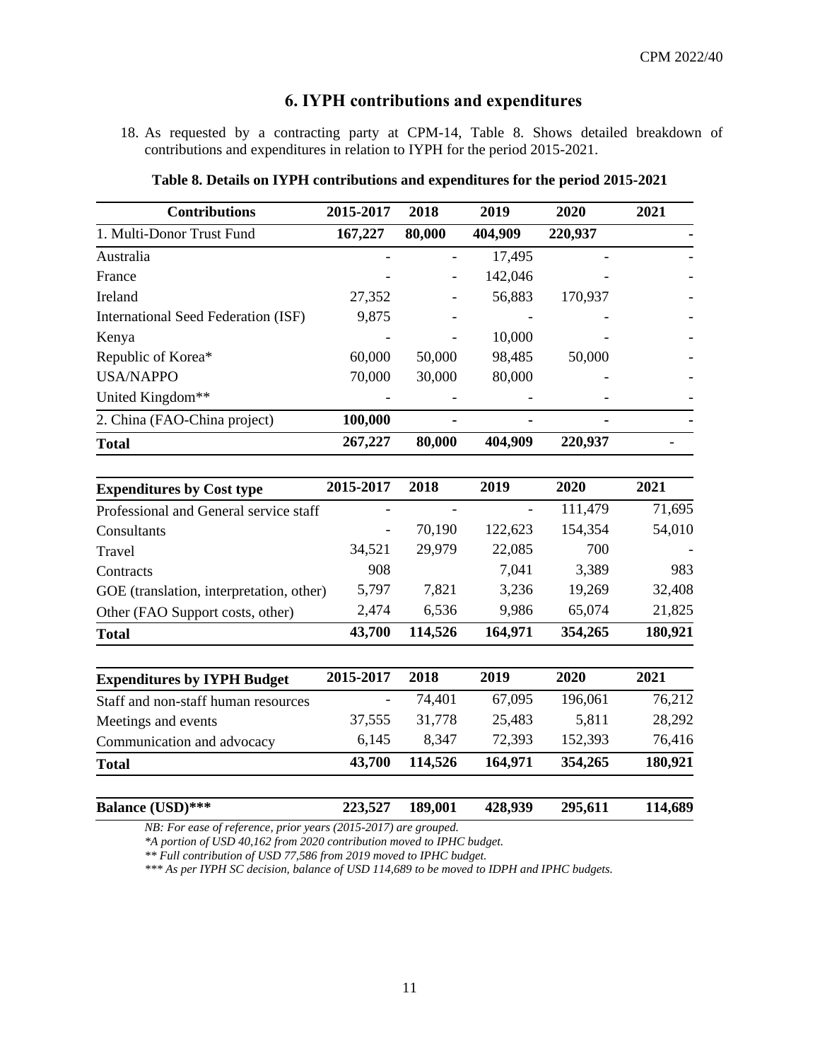# 6. IYPH contributions and expenditures

18. As requested by a contracting party at CPM-14, Table 8. Shows detailed breakdown of contributions and expenditures in relation to IYPH for the period 2015-2021.

**Table 8. Details on IYPH contributions and expenditures for the period 2015-2021**

| Contributions | 2015-2017 | 2018 | 2019 | 2020 | 2021 |
|---|---|---|---|---|---|
| 1. Multi-Donor Trust Fund | **167,227** | **80,000** | **404,909** | **220,937** | **-** |
| Australia | - | - | 17,495 | - | - |
| France | - | - | 142,046 | - | - |
| Ireland | 27,352 | - | 56,883 | 170,937 | - |
| International Seed Federation (ISF) | 9,875 | - | - | - | - |
| Kenya | - | - | 10,000 | - | - |
| Republic of Korea* | 60,000 | 50,000 | 98,485 | 50,000 | - |
| USA/NAPPO | 70,000 | 30,000 | 80,000 | - | - |
| United Kingdom** | - | - | - | - | - |
| 2. China (FAO-China project) | **100,000** | **-** | **-** | **-** | **-** |
| **Total** | **267,227** | **80,000** | **404,909** | **220,937** | **-** |

| Expenditures by Cost type | 2015-2017 | 2018 | 2019 | 2020 | 2021 |
|---|---|---|---|---|---|
| Professional and General service staff | - | - | - | 111,479 | 71,695 |
| Consultants | - | 70,190 | 122,623 | 154,354 | 54,010 |
| Travel | 34,521 | 29,979 | 22,085 | 700 | - |
| Contracts | 908 | | 7,041 | 3,389 | 983 |
| GOE (translation, interpretation, other) | 5,797 | 7,821 | 3,236 | 19,269 | 32,408 |
| Other (FAO Support costs, other) | 2,474 | 6,536 | 9,986 | 65,074 | 21,825 |
| **Total** | **43,700** | **114,526** | **164,971** | **354,265** | **180,921** |

| Expenditures by IYPH Budget | 2015-2017 | 2018 | 2019 | 2020 | 2021 |
|---|---|---|---|---|---|
| Staff and non-staff human resources | - | 74,401 | 67,095 | 196,061 | 76,212 |
| Meetings and events | 37,555 | 31,778 | 25,483 | 5,811 | 28,292 |
| Communication and advocacy | 6,145 | 8,347 | 72,393 | 152,393 | 76,416 |
| **Total** | **43,700** | **114,526** | **164,971** | **354,265** | **180,921** |
| **Balance (USD)*** ** | **223,527** | **189,001** | **428,939** | **295,611** | **114,689** |

*NB: For ease of reference, prior years (2015-2017) are grouped.*

*\*A portion of USD 40,162 from 2020 contribution moved to IPHC budget.*

*\*\* Full contribution of USD 77,586 from 2019 moved to IPHC budget.*

*\*\*\* As per IYPH SC decision, balance of USD 114,689 to be moved to IDPH and IPHC budgets.*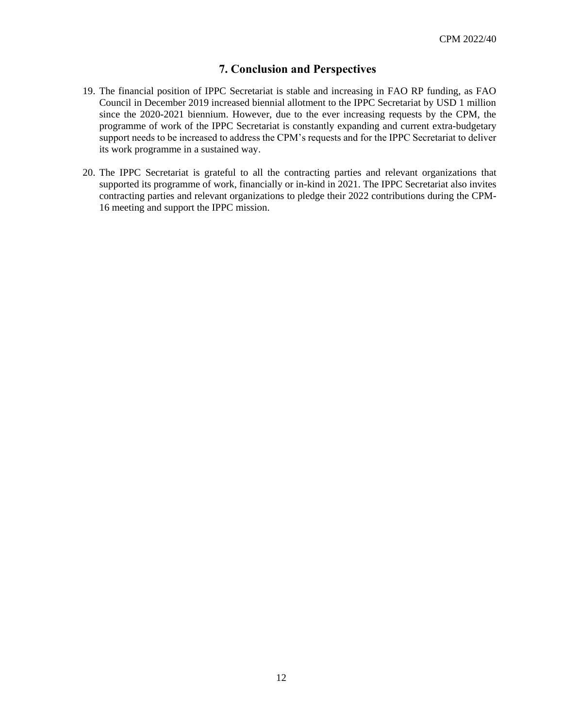## 7. Conclusion and Perspectives

19. The financial position of IPPC Secretariat is stable and increasing in FAO RP funding, as FAO Council in December 2019 increased biennial allotment to the IPPC Secretariat by USD 1 million since the 2020-2021 biennium. However, due to the ever increasing requests by the CPM, the programme of work of the IPPC Secretariat is constantly expanding and current extra-budgetary support needs to be increased to address the CPM's requests and for the IPPC Secretariat to deliver its work programme in a sustained way.

20. The IPPC Secretariat is grateful to all the contracting parties and relevant organizations that supported its programme of work, financially or in-kind in 2021. The IPPC Secretariat also invites contracting parties and relevant organizations to pledge their 2022 contributions during the CPM-16 meeting and support the IPPC mission.